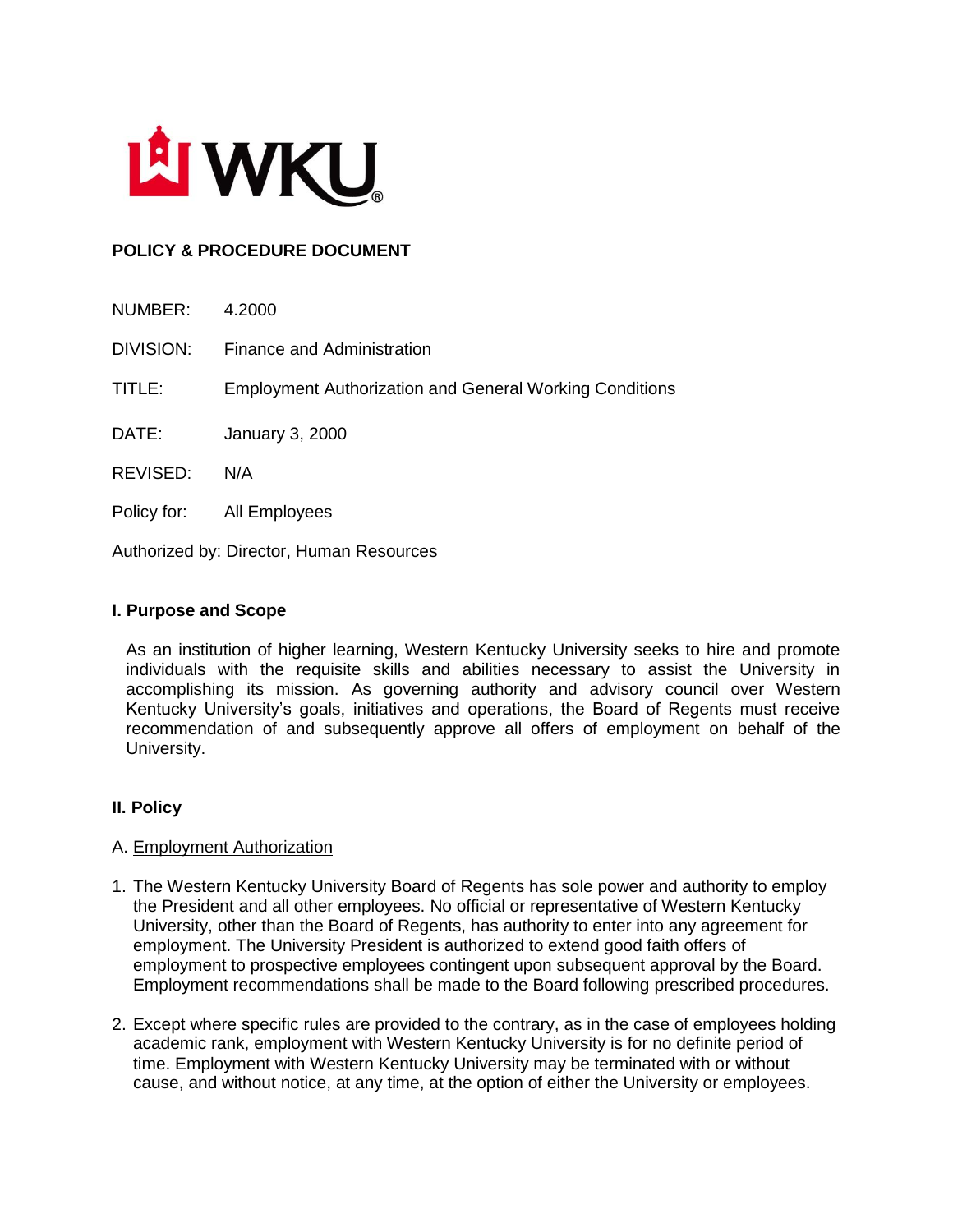# POLICY & PROCEDURE DOCUMENT

NUMBER: 4.2000

DIVISION: Finance and Administration

TITLE: Employment Authorization and General Working Conditions

DATE: January 3, 2000

REVISED: N/A

Policy for: All Employees

Authorized by: Director, Human Resources

## I. Purpose and Scope

As an institution of higher learning, Western Kentucky University seeks to hire and promote individuals with the requisite skills and abilities necessary to assist the University in accomplishing its mission. As governing authority and advisory council over Western Kentucky University's goals, initiatives and operations, the Board of Regents must receive recommendation of and subsequently approve all offers of employment on behalf of the University.

## II. Policy

A. Employment Authorization

1. The Western Kentucky University Board of Regents has sole power and authority to employ the President and all other employees. No official or representative of Western Kentucky University, other than the Board of Regents, has authority to enter into any agreement for employment. The University President is authorized to extend good faith offers of employment to prospective employees contingent upon subsequent approval by the Board. Employment recommendations shall be made to the Board following prescribed procedures.

2. Except where specific rules are provided to the contrary, as in the case of employees holding academic rank, employment with Western Kentucky University is for no definite period of time. Employment with Western Kentucky University may be terminated with or without cause, and without notice, at any time, at the option of either the University or employees.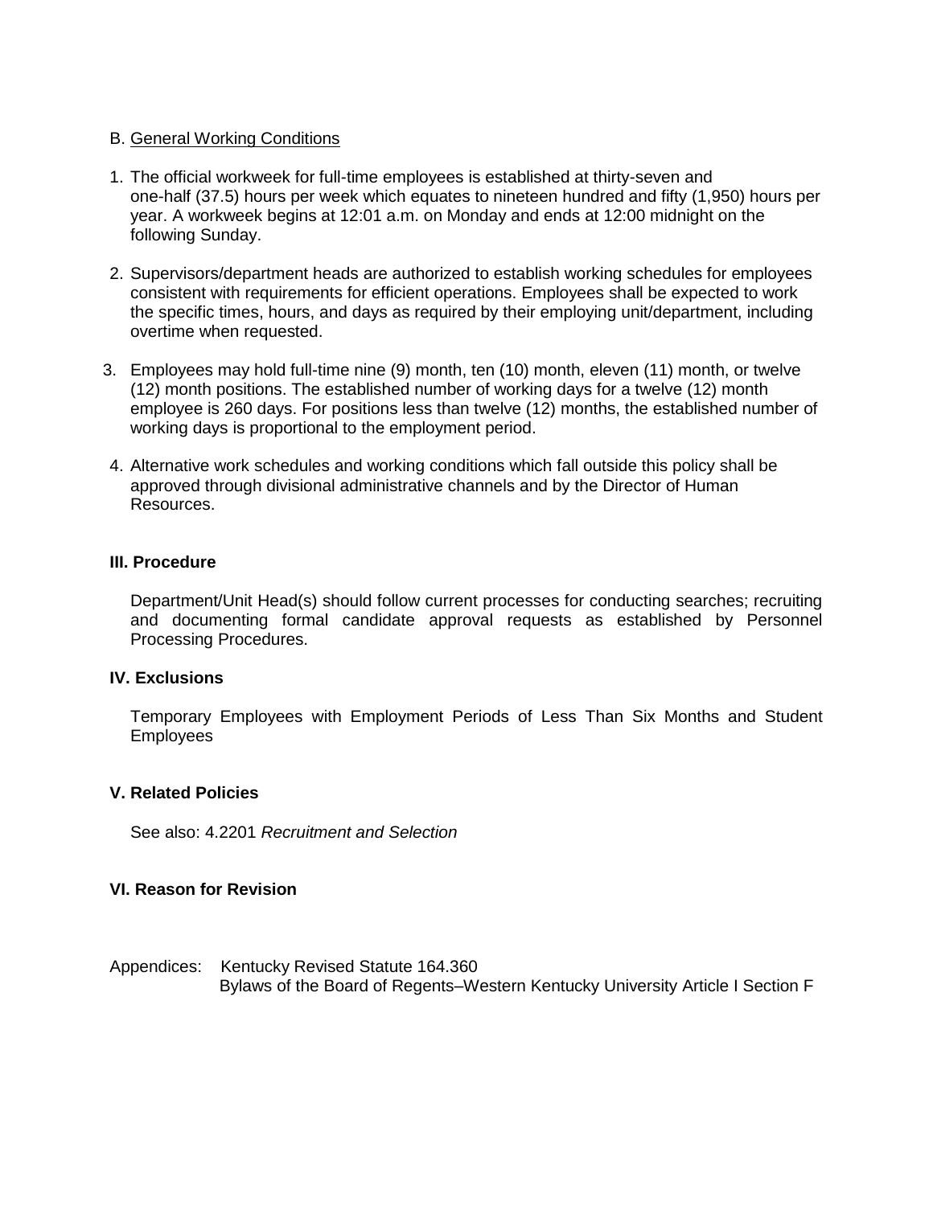B. General Working Conditions

1. The official workweek for full-time employees is established at thirty-seven and one-half (37.5) hours per week which equates to nineteen hundred and fifty (1,950) hours per year. A workweek begins at 12:01 a.m. on Monday and ends at 12:00 midnight on the following Sunday.

2. Supervisors/department heads are authorized to establish working schedules for employees consistent with requirements for efficient operations. Employees shall be expected to work the specific times, hours, and days as required by their employing unit/department, including overtime when requested.

3. Employees may hold full-time nine (9) month, ten (10) month, eleven (11) month, or twelve (12) month positions. The established number of working days for a twelve (12) month employee is 260 days. For positions less than twelve (12) months, the established number of working days is proportional to the employment period.

4. Alternative work schedules and working conditions which fall outside this policy shall be approved through divisional administrative channels and by the Director of Human Resources.

## III. Procedure

Department/Unit Head(s) should follow current processes for conducting searches; recruiting and documenting formal candidate approval requests as established by Personnel Processing Procedures.

## IV. Exclusions

Temporary Employees with Employment Periods of Less Than Six Months and Student Employees

## V. Related Policies

See also: 4.2201 *Recruitment and Selection*

## VI. Reason for Revision

Appendices: Kentucky Revised Statute 164.360
Bylaws of the Board of Regents–Western Kentucky University Article I Section F